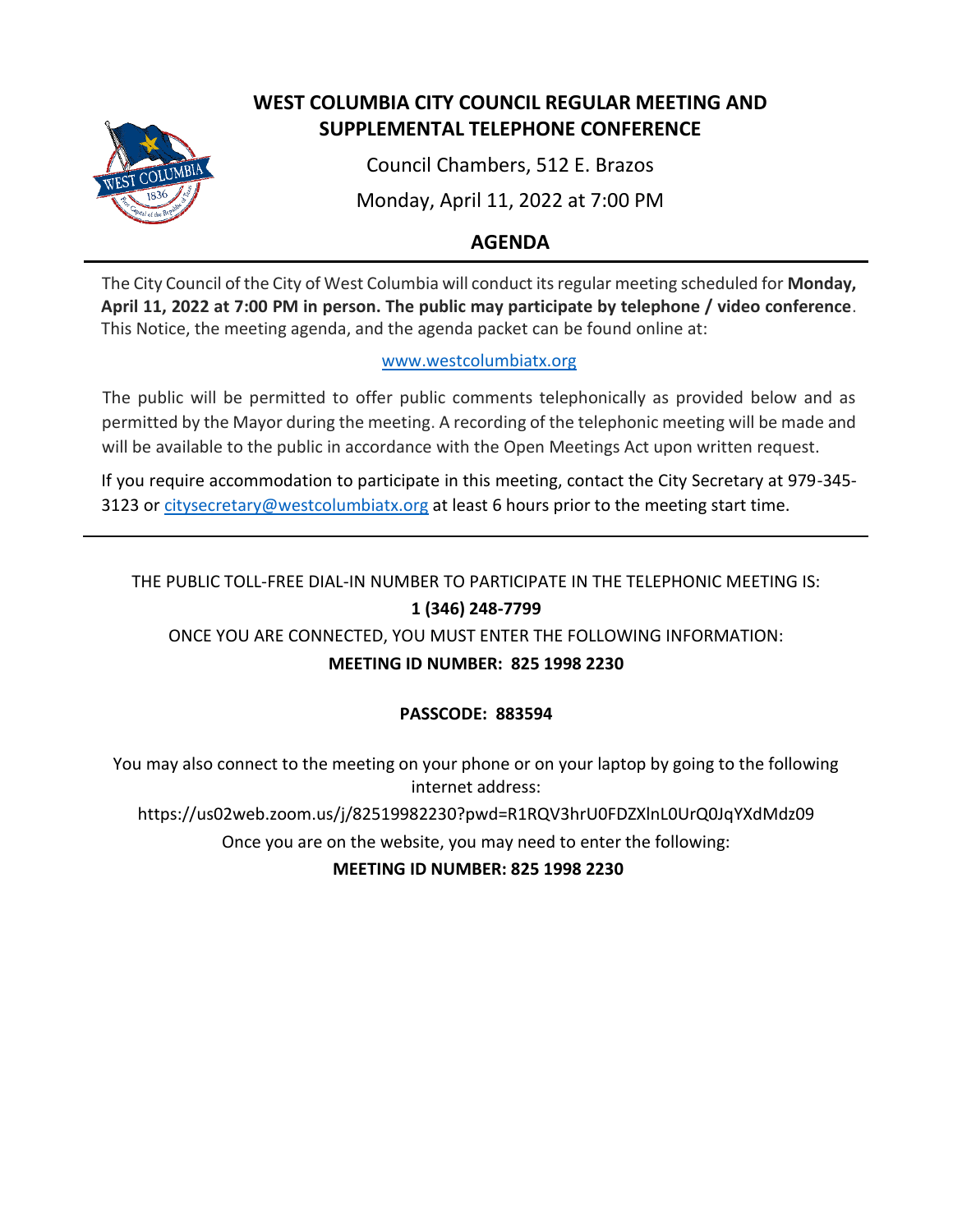# WEST COLUMBIA CITY COUNCIL REGULAR MEETING AND SUPPLEMENTAL TELEPHONE CONFERENCE

Council Chambers, 512 E. Brazos

Monday, April 11, 2022 at 7:00 PM

## AGENDA

The City Council of the City of West Columbia will conduct its regular meeting scheduled for **Monday, April 11, 2022 at 7:00 PM in person. The public may participate by telephone / video conference**. This Notice, the meeting agenda, and the agenda packet can be found online at:

www.westcolumbiatx.org

The public will be permitted to offer public comments telephonically as provided below and as permitted by the Mayor during the meeting. A recording of the telephonic meeting will be made and will be available to the public in accordance with the Open Meetings Act upon written request.

If you require accommodation to participate in this meeting, contact the City Secretary at 979-345-3123 or citysecretary@westcolumbiatx.org at least 6 hours prior to the meeting start time.

---

THE PUBLIC TOLL-FREE DIAL-IN NUMBER TO PARTICIPATE IN THE TELEPHONIC MEETING IS:

**1 (346) 248-7799**

ONCE YOU ARE CONNECTED, YOU MUST ENTER THE FOLLOWING INFORMATION:

**MEETING ID NUMBER: 825 1998 2230**

**PASSCODE: 883594**

You may also connect to the meeting on your phone or on your laptop by going to the following internet address:

https://us02web.zoom.us/j/82519982230?pwd=R1RQV3hrU0FDZXlnL0UrQ0JqYXdMdz09

Once you are on the website, you may need to enter the following:

**MEETING ID NUMBER: 825 1998 2230**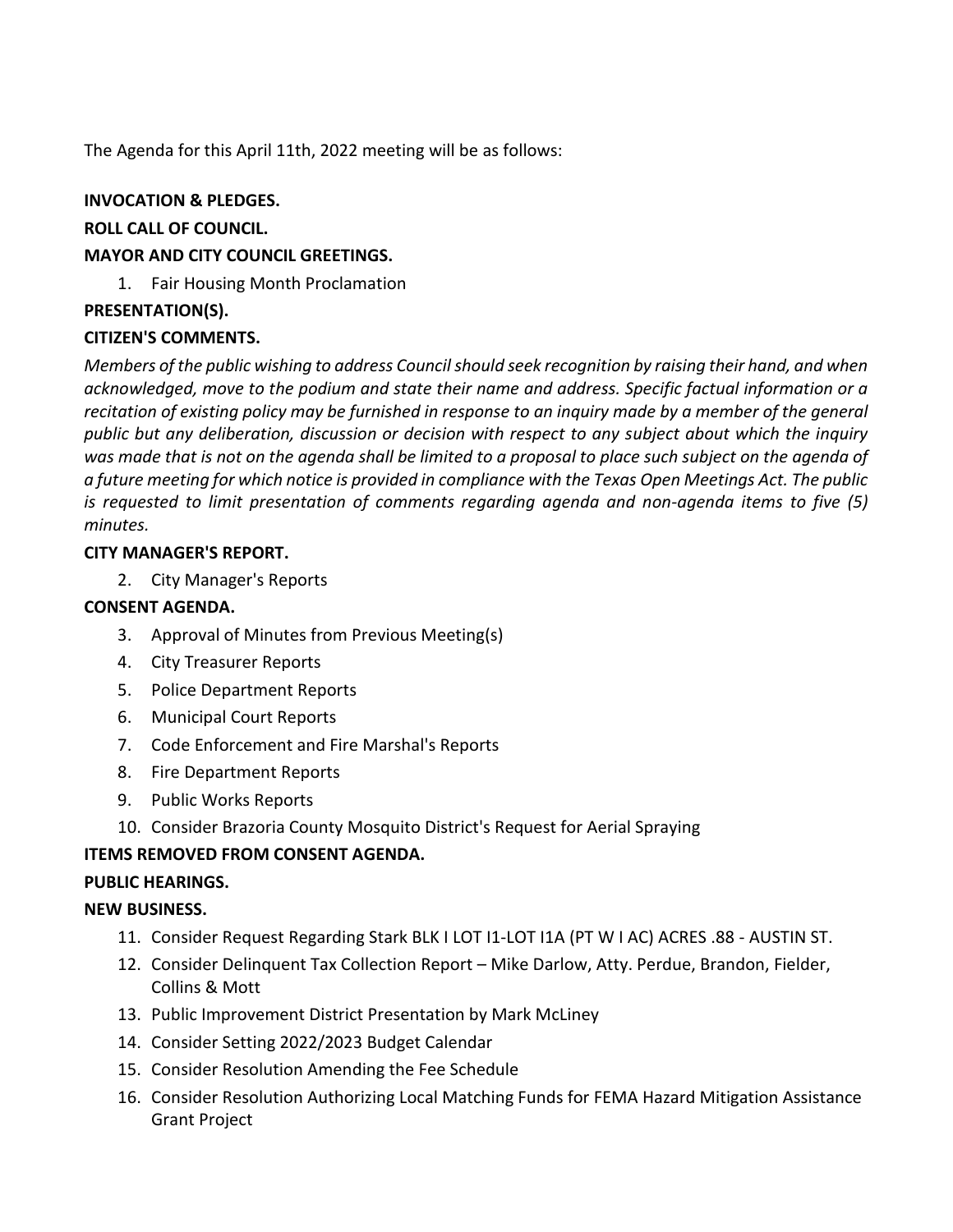The Agenda for this April 11th, 2022 meeting will be as follows:

**INVOCATION & PLEDGES.**

**ROLL CALL OF COUNCIL.**

**MAYOR AND CITY COUNCIL GREETINGS.**

1. Fair Housing Month Proclamation

**PRESENTATION(S).**

**CITIZEN'S COMMENTS.**

*Members of the public wishing to address Council should seek recognition by raising their hand, and when acknowledged, move to the podium and state their name and address. Specific factual information or a recitation of existing policy may be furnished in response to an inquiry made by a member of the general public but any deliberation, discussion or decision with respect to any subject about which the inquiry was made that is not on the agenda shall be limited to a proposal to place such subject on the agenda of a future meeting for which notice is provided in compliance with the Texas Open Meetings Act. The public is requested to limit presentation of comments regarding agenda and non-agenda items to five (5) minutes.*

**CITY MANAGER'S REPORT.**

2. City Manager's Reports

**CONSENT AGENDA.**

3. Approval of Minutes from Previous Meeting(s)
4. City Treasurer Reports
5. Police Department Reports
6. Municipal Court Reports
7. Code Enforcement and Fire Marshal's Reports
8. Fire Department Reports
9. Public Works Reports
10. Consider Brazoria County Mosquito District's Request for Aerial Spraying

**ITEMS REMOVED FROM CONSENT AGENDA.**

**PUBLIC HEARINGS.**

**NEW BUSINESS.**

11. Consider Request Regarding Stark BLK I LOT I1-LOT I1A (PT W I AC) ACRES .88 - AUSTIN ST.
12. Consider Delinquent Tax Collection Report – Mike Darlow, Atty. Perdue, Brandon, Fielder, Collins & Mott
13. Public Improvement District Presentation by Mark McLiney
14. Consider Setting 2022/2023 Budget Calendar
15. Consider Resolution Amending the Fee Schedule
16. Consider Resolution Authorizing Local Matching Funds for FEMA Hazard Mitigation Assistance Grant Project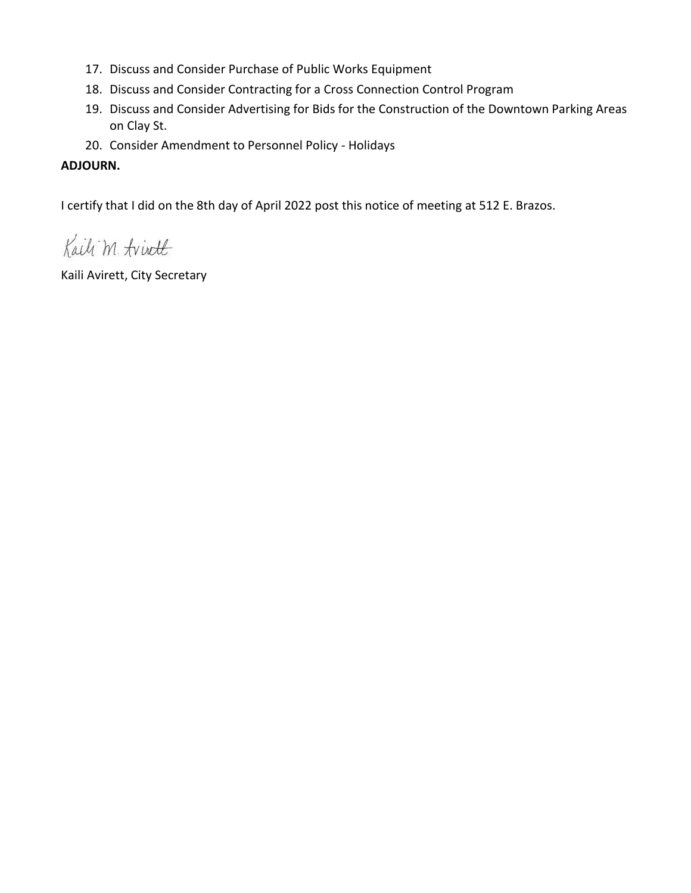17. Discuss and Consider Purchase of Public Works Equipment
18. Discuss and Consider Contracting for a Cross Connection Control Program
19. Discuss and Consider Advertising for Bids for the Construction of the Downtown Parking Areas on Clay St.
20. Consider Amendment to Personnel Policy - Holidays

**ADJOURN.**

I certify that I did on the 8th day of April 2022 post this notice of meeting at 512 E. Brazos.

Kaili M. Avirett

Kaili Avirett, City Secretary